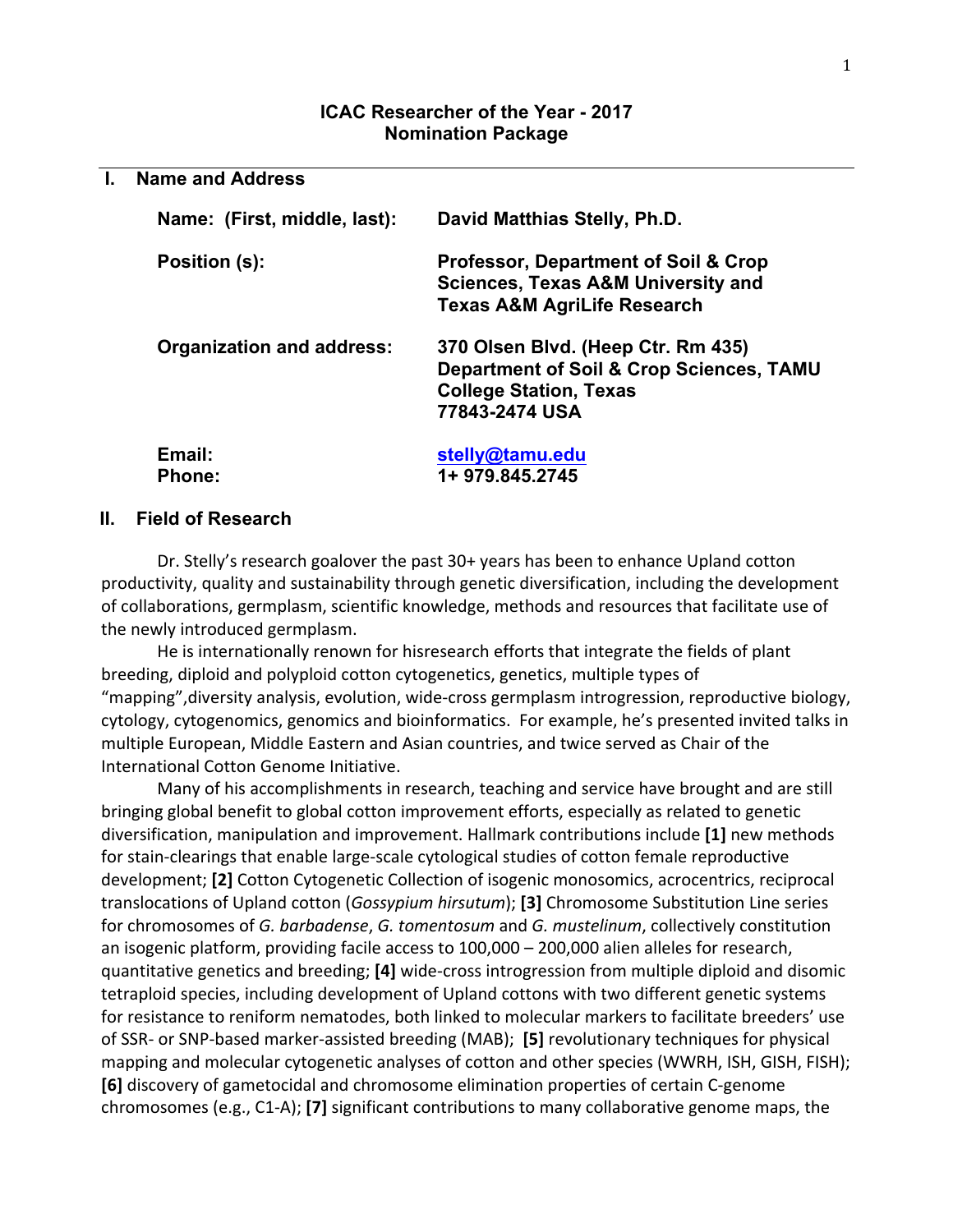# ICAC Researcher of the Year - 2017
# Nomination Package

## I. Name and Address

| | |
|---|---|
| **Name: (First, middle, last):** | **David Matthias Stelly, Ph.D.** |
| **Position (s):** | **Professor, Department of Soil & Crop Sciences, Texas A&M University and Texas A&M AgriLife Research** |
| **Organization and address:** | **370 Olsen Blvd. (Heep Ctr. Rm 435) Department of Soil & Crop Sciences, TAMU College Station, Texas 77843-2474 USA** |
| **Email:** | **stelly@tamu.edu** |
| **Phone:** | **1+ 979.845.2745** |

## II. Field of Research

Dr. Stelly's research goalover the past 30+ years has been to enhance Upland cotton productivity, quality and sustainability through genetic diversification, including the development of collaborations, germplasm, scientific knowledge, methods and resources that facilitate use of the newly introduced germplasm.

He is internationally renown for hisresearch efforts that integrate the fields of plant breeding, diploid and polyploid cotton cytogenetics, genetics, multiple types of "mapping",diversity analysis, evolution, wide-cross germplasm introgression, reproductive biology, cytology, cytogenomics, genomics and bioinformatics. For example, he's presented invited talks in multiple European, Middle Eastern and Asian countries, and twice served as Chair of the International Cotton Genome Initiative.

Many of his accomplishments in research, teaching and service have brought and are still bringing global benefit to global cotton improvement efforts, especially as related to genetic diversification, manipulation and improvement. Hallmark contributions include **[1]** new methods for stain-clearings that enable large-scale cytological studies of cotton female reproductive development; **[2]** Cotton Cytogenetic Collection of isogenic monosomics, acrocentrics, reciprocal translocations of Upland cotton (*Gossypium hirsutum*); **[3]** Chromosome Substitution Line series for chromosomes of *G. barbadense*, *G. tomentosum* and *G. mustelinum*, collectively constitution an isogenic platform, providing facile access to 100,000 – 200,000 alien alleles for research, quantitative genetics and breeding; **[4]** wide-cross introgression from multiple diploid and disomic tetraploid species, including development of Upland cottons with two different genetic systems for resistance to reniform nematodes, both linked to molecular markers to facilitate breeders' use of SSR- or SNP-based marker-assisted breeding (MAB); **[5]** revolutionary techniques for physical mapping and molecular cytogenetic analyses of cotton and other species (WWRH, ISH, GISH, FISH); **[6]** discovery of gametocidal and chromosome elimination properties of certain C-genome chromosomes (e.g., C1-A); **[7]** significant contributions to many collaborative genome maps, the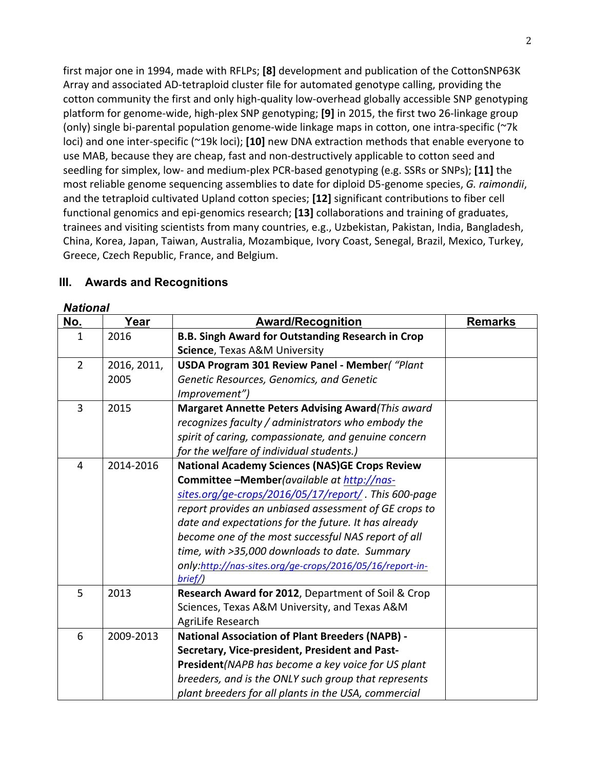first major one in 1994, made with RFLPs; **[8]** development and publication of the CottonSNP63K Array and associated AD-tetraploid cluster file for automated genotype calling, providing the cotton community the first and only high-quality low-overhead globally accessible SNP genotyping platform for genome-wide, high-plex SNP genotyping; **[9]** in 2015, the first two 26-linkage group (only) single bi-parental population genome-wide linkage maps in cotton, one intra-specific (~7k loci) and one inter-specific (~19k loci); **[10]** new DNA extraction methods that enable everyone to use MAB, because they are cheap, fast and non-destructively applicable to cotton seed and seedling for simplex, low- and medium-plex PCR-based genotyping (e.g. SSRs or SNPs); **[11]** the most reliable genome sequencing assemblies to date for diploid D5-genome species, *G. raimondii*, and the tetraploid cultivated Upland cotton species; **[12]** significant contributions to fiber cell functional genomics and epi-genomics research; **[13]** collaborations and training of graduates, trainees and visiting scientists from many countries, e.g., Uzbekistan, Pakistan, India, Bangladesh, China, Korea, Japan, Taiwan, Australia, Mozambique, Ivory Coast, Senegal, Brazil, Mexico, Turkey, Greece, Czech Republic, France, and Belgium.

## III. Awards and Recognitions

***National***

| No. | Year | Award/Recognition | Remarks |
|---|---|---|---|
| 1 | 2016 | **B.B. Singh Award for Outstanding Research in Crop Science**, Texas A&M University | |
| 2 | 2016, 2011, 2005 | **USDA Program 301 Review Panel - Member**( *"Plant Genetic Resources, Genomics, and Genetic Improvement")* | |
| 3 | 2015 | **Margaret Annette Peters Advising Award***(This award recognizes faculty / administrators who embody the spirit of caring, compassionate, and genuine concern for the welfare of individual students.)* | |
| 4 | 2014-2016 | **National Academy Sciences (NAS)GE Crops Review Committee –Member***(available at http://nas-sites.org/ge-crops/2016/05/17/report/ . This 600-page report provides an unbiased assessment of GE crops to date and expectations for the future. It has already become one of the most successful NAS report of all time, with >35,000 downloads to date. Summary only:http://nas-sites.org/ge-crops/2016/05/16/report-in-brief/)* | |
| 5 | 2013 | **Research Award for 2012**, Department of Soil & Crop Sciences, Texas A&M University, and Texas A&M AgriLife Research | |
| 6 | 2009-2013 | **National Association of Plant Breeders (NAPB) - Secretary, Vice-president, President and Past-President***(NAPB has become a key voice for US plant breeders, and is the ONLY such group that represents plant breeders for all plants in the USA, commercial* | |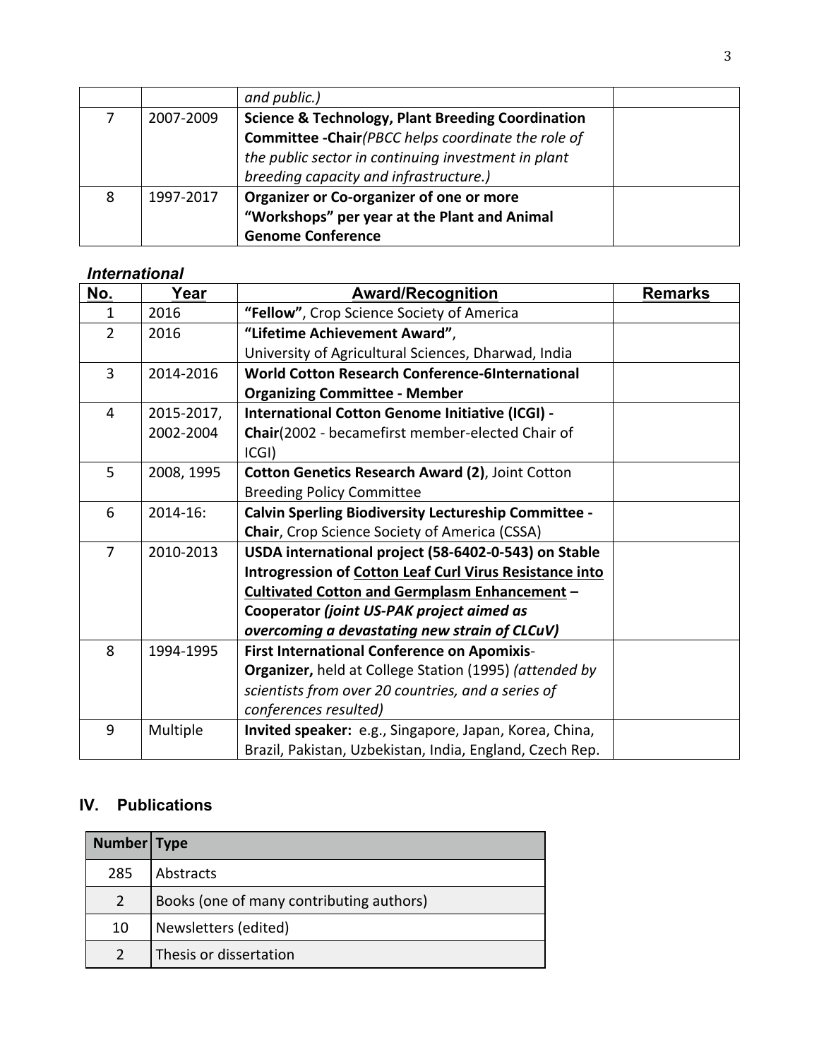|  |  | *and public.)* |  |
|---|---|---|---|
| 7 | 2007-2009 | **Science & Technology, Plant Breeding Coordination Committee -Chair***(PBCC helps coordinate the role of the public sector in continuing investment in plant breeding capacity and infrastructure.)* |  |
| 8 | 1997-2017 | **Organizer or Co-organizer of one or more "Workshops" per year at the Plant and Animal Genome Conference** |  |

### *International*

| No. | Year | Award/Recognition | Remarks |
|---|---|---|---|
| 1 | 2016 | **"Fellow"**, Crop Science Society of America |  |
| 2 | 2016 | **"Lifetime Achievement Award"**, University of Agricultural Sciences, Dharwad, India |  |
| 3 | 2014-2016 | **World Cotton Research Conference-6International Organizing Committee - Member** |  |
| 4 | 2015-2017, 2002-2004 | **International Cotton Genome Initiative (ICGI) - Chair**(2002 - becamefirst member-elected Chair of ICGI) |  |
| 5 | 2008, 1995 | **Cotton Genetics Research Award (2)**, Joint Cotton Breeding Policy Committee |  |
| 6 | 2014-16: | **Calvin Sperling Biodiversity Lectureship Committee - Chair**, Crop Science Society of America (CSSA) |  |
| 7 | 2010-2013 | **USDA international project (58-6402-0-543) on Stable Introgression of Cotton Leaf Curl Virus Resistance into Cultivated Cotton and Germplasm Enhancement – Cooperator *(joint US-PAK project aimed as overcoming a devastating new strain of CLCuV)*** |  |
| 8 | 1994-1995 | **First International Conference on Apomixis-Organizer,** held at College Station (1995) *(attended by scientists from over 20 countries, and a series of conferences resulted)* |  |
| 9 | Multiple | **Invited speaker:** e.g., Singapore, Japan, Korea, China, Brazil, Pakistan, Uzbekistan, India, England, Czech Rep. |  |

## IV. Publications

| Number | Type |
|---|---|
| 285 | Abstracts |
| 2 | Books (one of many contributing authors) |
| 10 | Newsletters (edited) |
| 2 | Thesis or dissertation |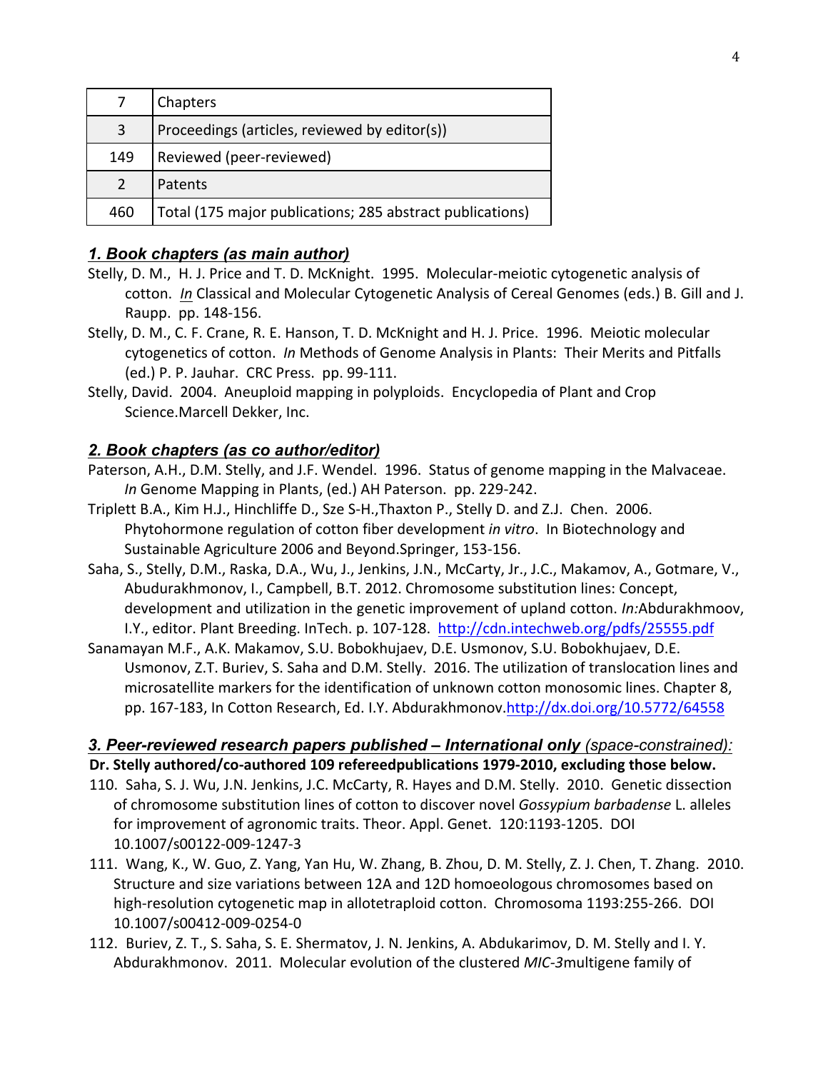| 7 | Chapters |
|---|---|
| 3 | Proceedings (articles, reviewed by editor(s)) |
| 149 | Reviewed (peer-reviewed) |
| 2 | Patents |
| 460 | Total (175 major publications; 285 abstract publications) |

### *1. Book chapters (as main author)*

Stelly, D. M., H. J. Price and T. D. McKnight. 1995. Molecular-meiotic cytogenetic analysis of cotton. *In* Classical and Molecular Cytogenetic Analysis of Cereal Genomes (eds.) B. Gill and J. Raupp. pp. 148-156.

Stelly, D. M., C. F. Crane, R. E. Hanson, T. D. McKnight and H. J. Price. 1996. Meiotic molecular cytogenetics of cotton. *In* Methods of Genome Analysis in Plants: Their Merits and Pitfalls (ed.) P. P. Jauhar. CRC Press. pp. 99-111.

Stelly, David. 2004. Aneuploid mapping in polyploids. Encyclopedia of Plant and Crop Science.Marcell Dekker, Inc.

### *2. Book chapters (as co author/editor)*

Paterson, A.H., D.M. Stelly, and J.F. Wendel. 1996. Status of genome mapping in the Malvaceae. *In* Genome Mapping in Plants, (ed.) AH Paterson. pp. 229-242.

Triplett B.A., Kim H.J., Hinchliffe D., Sze S-H.,Thaxton P., Stelly D. and Z.J. Chen. 2006. Phytohormone regulation of cotton fiber development *in vitro*. In Biotechnology and Sustainable Agriculture 2006 and Beyond.Springer, 153-156.

Saha, S., Stelly, D.M., Raska, D.A., Wu, J., Jenkins, J.N., McCarty, Jr., J.C., Makamov, A., Gotmare, V., Abudurakhmonov, I., Campbell, B.T. 2012. Chromosome substitution lines: Concept, development and utilization in the genetic improvement of upland cotton. *In:*Abdurakhmoov, I.Y., editor. Plant Breeding. InTech. p. 107-128. http://cdn.intechweb.org/pdfs/25555.pdf

Sanamayan M.F., A.K. Makamov, S.U. Bobokhujaev, D.E. Usmonov, S.U. Bobokhujaev, D.E. Usmonov, Z.T. Buriev, S. Saha and D.M. Stelly. 2016. The utilization of translocation lines and microsatellite markers for the identification of unknown cotton monosomic lines. Chapter 8, pp. 167-183, In Cotton Research, Ed. I.Y. Abdurakhmonov.http://dx.doi.org/10.5772/64558

### *3. Peer-reviewed research papers published – International only (space-constrained):*

**Dr. Stelly authored/co-authored 109 refereedpublications 1979-2010, excluding those below.**

110. Saha, S. J. Wu, J.N. Jenkins, J.C. McCarty, R. Hayes and D.M. Stelly. 2010. Genetic dissection of chromosome substitution lines of cotton to discover novel *Gossypium barbadense* L. alleles for improvement of agronomic traits. Theor. Appl. Genet. 120:1193-1205. DOI 10.1007/s00122-009-1247-3

111. Wang, K., W. Guo, Z. Yang, Yan Hu, W. Zhang, B. Zhou, D. M. Stelly, Z. J. Chen, T. Zhang. 2010. Structure and size variations between 12A and 12D homoeologous chromosomes based on high-resolution cytogenetic map in allotetraploid cotton. Chromosoma 1193:255-266. DOI 10.1007/s00412-009-0254-0

112. Buriev, Z. T., S. Saha, S. E. Shermatov, J. N. Jenkins, A. Abdukarimov, D. M. Stelly and I. Y. Abdurakhmonov. 2011. Molecular evolution of the clustered *MIC-3*multigene family of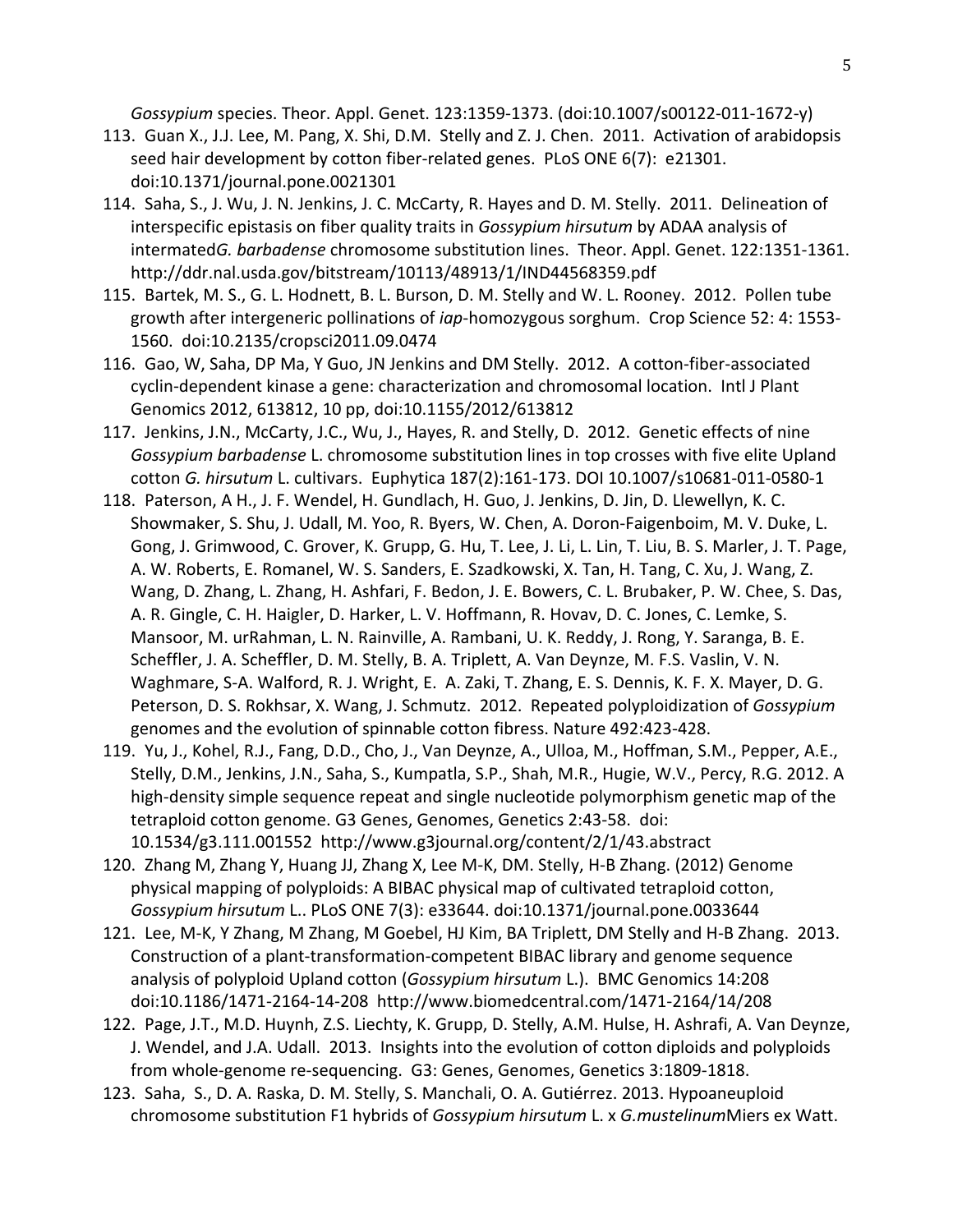*Gossypium* species. Theor. Appl. Genet. 123:1359-1373. (doi:10.1007/s00122-011-1672-y)

113. Guan X., J.J. Lee, M. Pang, X. Shi, D.M. Stelly and Z. J. Chen. 2011. Activation of arabidopsis seed hair development by cotton fiber-related genes. PLoS ONE 6(7): e21301. doi:10.1371/journal.pone.0021301
114. Saha, S., J. Wu, J. N. Jenkins, J. C. McCarty, R. Hayes and D. M. Stelly. 2011. Delineation of interspecific epistasis on fiber quality traits in *Gossypium hirsutum* by ADAA analysis of intermated*G. barbadense* chromosome substitution lines. Theor. Appl. Genet. 122:1351-1361. http://ddr.nal.usda.gov/bitstream/10113/48913/1/IND44568359.pdf
115. Bartek, M. S., G. L. Hodnett, B. L. Burson, D. M. Stelly and W. L. Rooney. 2012. Pollen tube growth after intergeneric pollinations of *iap*-homozygous sorghum. Crop Science 52: 4: 1553-1560. doi:10.2135/cropsci2011.09.0474
116. Gao, W, Saha, DP Ma, Y Guo, JN Jenkins and DM Stelly. 2012. A cotton-fiber-associated cyclin-dependent kinase a gene: characterization and chromosomal location. Intl J Plant Genomics 2012, 613812, 10 pp, doi:10.1155/2012/613812
117. Jenkins, J.N., McCarty, J.C., Wu, J., Hayes, R. and Stelly, D. 2012. Genetic effects of nine *Gossypium barbadense* L. chromosome substitution lines in top crosses with five elite Upland cotton *G. hirsutum* L. cultivars. Euphytica 187(2):161-173. DOI 10.1007/s10681-011-0580-1
118. Paterson, A H., J. F. Wendel, H. Gundlach, H. Guo, J. Jenkins, D. Jin, D. Llewellyn, K. C. Showmaker, S. Shu, J. Udall, M. Yoo, R. Byers, W. Chen, A. Doron-Faigenboim, M. V. Duke, L. Gong, J. Grimwood, C. Grover, K. Grupp, G. Hu, T. Lee, J. Li, L. Lin, T. Liu, B. S. Marler, J. T. Page, A. W. Roberts, E. Romanel, W. S. Sanders, E. Szadkowski, X. Tan, H. Tang, C. Xu, J. Wang, Z. Wang, D. Zhang, L. Zhang, H. Ashfari, F. Bedon, J. E. Bowers, C. L. Brubaker, P. W. Chee, S. Das, A. R. Gingle, C. H. Haigler, D. Harker, L. V. Hoffmann, R. Hovav, D. C. Jones, C. Lemke, S. Mansoor, M. urRahman, L. N. Rainville, A. Rambani, U. K. Reddy, J. Rong, Y. Saranga, B. E. Scheffler, J. A. Scheffler, D. M. Stelly, B. A. Triplett, A. Van Deynze, M. F.S. Vaslin, V. N. Waghmare, S-A. Walford, R. J. Wright, E. A. Zaki, T. Zhang, E. S. Dennis, K. F. X. Mayer, D. G. Peterson, D. S. Rokhsar, X. Wang, J. Schmutz. 2012. Repeated polyploidization of *Gossypium* genomes and the evolution of spinnable cotton fibress. Nature 492:423-428.
119. Yu, J., Kohel, R.J., Fang, D.D., Cho, J., Van Deynze, A., Ulloa, M., Hoffman, S.M., Pepper, A.E., Stelly, D.M., Jenkins, J.N., Saha, S., Kumpatla, S.P., Shah, M.R., Hugie, W.V., Percy, R.G. 2012. A high-density simple sequence repeat and single nucleotide polymorphism genetic map of the tetraploid cotton genome. G3 Genes, Genomes, Genetics 2:43-58. doi: 10.1534/g3.111.001552 http://www.g3journal.org/content/2/1/43.abstract
120. Zhang M, Zhang Y, Huang JJ, Zhang X, Lee M-K, DM. Stelly, H-B Zhang. (2012) Genome physical mapping of polyploids: A BIBAC physical map of cultivated tetraploid cotton, *Gossypium hirsutum* L.. PLoS ONE 7(3): e33644. doi:10.1371/journal.pone.0033644
121. Lee, M-K, Y Zhang, M Zhang, M Goebel, HJ Kim, BA Triplett, DM Stelly and H-B Zhang. 2013. Construction of a plant-transformation-competent BIBAC library and genome sequence analysis of polyploid Upland cotton (*Gossypium hirsutum* L.). BMC Genomics 14:208 doi:10.1186/1471-2164-14-208 http://www.biomedcentral.com/1471-2164/14/208
122. Page, J.T., M.D. Huynh, Z.S. Liechty, K. Grupp, D. Stelly, A.M. Hulse, H. Ashrafi, A. Van Deynze, J. Wendel, and J.A. Udall. 2013. Insights into the evolution of cotton diploids and polyploids from whole-genome re-sequencing. G3: Genes, Genomes, Genetics 3:1809-1818.
123. Saha, S., D. A. Raska, D. M. Stelly, S. Manchali, O. A. Gutiérrez. 2013. Hypoaneuploid chromosome substitution F1 hybrids of *Gossypium hirsutum* L. x *G.mustelinum*Miers ex Watt.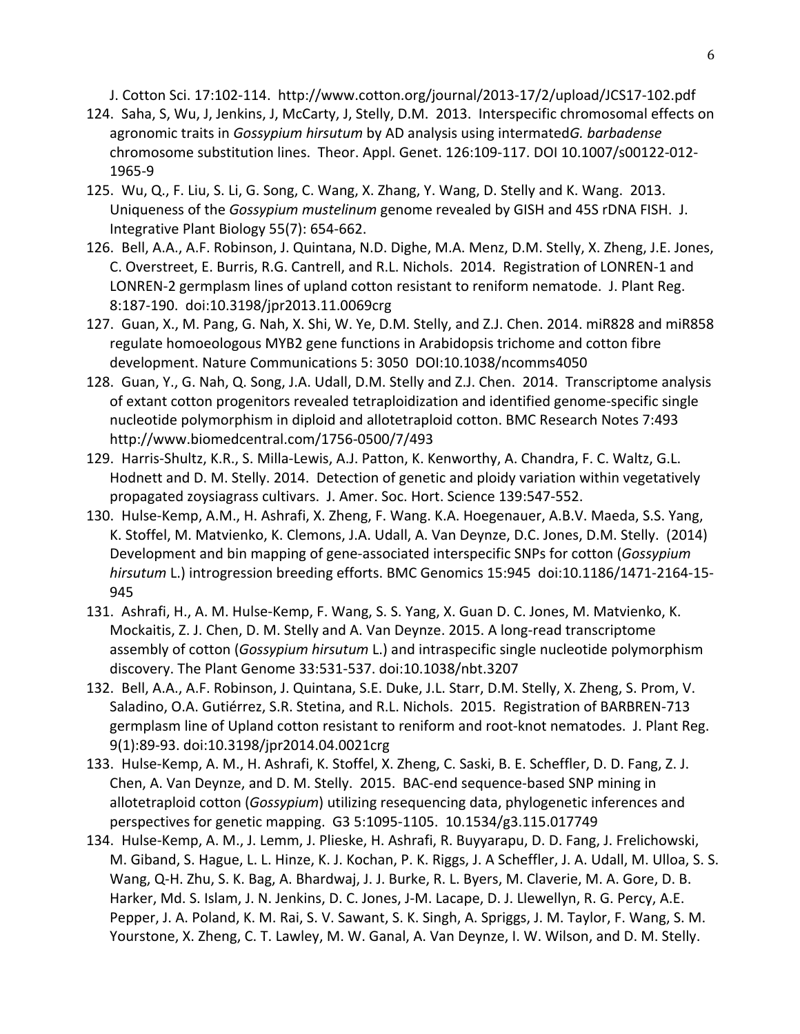J. Cotton Sci. 17:102-114. http://www.cotton.org/journal/2013-17/2/upload/JCS17-102.pdf

124. Saha, S, Wu, J, Jenkins, J, McCarty, J, Stelly, D.M. 2013. Interspecific chromosomal effects on agronomic traits in *Gossypium hirsutum* by AD analysis using intermated*G. barbadense* chromosome substitution lines. Theor. Appl. Genet. 126:109-117. DOI 10.1007/s00122-012-1965-9

125. Wu, Q., F. Liu, S. Li, G. Song, C. Wang, X. Zhang, Y. Wang, D. Stelly and K. Wang. 2013. Uniqueness of the *Gossypium mustelinum* genome revealed by GISH and 45S rDNA FISH. J. Integrative Plant Biology 55(7): 654-662.

126. Bell, A.A., A.F. Robinson, J. Quintana, N.D. Dighe, M.A. Menz, D.M. Stelly, X. Zheng, J.E. Jones, C. Overstreet, E. Burris, R.G. Cantrell, and R.L. Nichols. 2014. Registration of LONREN-1 and LONREN-2 germplasm lines of upland cotton resistant to reniform nematode. J. Plant Reg. 8:187-190. doi:10.3198/jpr2013.11.0069crg

127. Guan, X., M. Pang, G. Nah, X. Shi, W. Ye, D.M. Stelly, and Z.J. Chen. 2014. miR828 and miR858 regulate homoeologous MYB2 gene functions in Arabidopsis trichome and cotton fibre development. Nature Communications 5: 3050 DOI:10.1038/ncomms4050

128. Guan, Y., G. Nah, Q. Song, J.A. Udall, D.M. Stelly and Z.J. Chen. 2014. Transcriptome analysis of extant cotton progenitors revealed tetraploidization and identified genome-specific single nucleotide polymorphism in diploid and allotetraploid cotton. BMC Research Notes 7:493 http://www.biomedcentral.com/1756-0500/7/493

129. Harris-Shultz, K.R., S. Milla-Lewis, A.J. Patton, K. Kenworthy, A. Chandra, F. C. Waltz, G.L. Hodnett and D. M. Stelly. 2014. Detection of genetic and ploidy variation within vegetatively propagated zoysiagrass cultivars. J. Amer. Soc. Hort. Science 139:547-552.

130. Hulse-Kemp, A.M., H. Ashrafi, X. Zheng, F. Wang. K.A. Hoegenauer, A.B.V. Maeda, S.S. Yang, K. Stoffel, M. Matvienko, K. Clemons, J.A. Udall, A. Van Deynze, D.C. Jones, D.M. Stelly. (2014) Development and bin mapping of gene-associated interspecific SNPs for cotton (*Gossypium hirsutum* L.) introgression breeding efforts. BMC Genomics 15:945 doi:10.1186/1471-2164-15-945

131. Ashrafi, H., A. M. Hulse-Kemp, F. Wang, S. S. Yang, X. Guan D. C. Jones, M. Matvienko, K. Mockaitis, Z. J. Chen, D. M. Stelly and A. Van Deynze. 2015. A long-read transcriptome assembly of cotton (*Gossypium hirsutum* L.) and intraspecific single nucleotide polymorphism discovery. The Plant Genome 33:531-537. doi:10.1038/nbt.3207

132. Bell, A.A., A.F. Robinson, J. Quintana, S.E. Duke, J.L. Starr, D.M. Stelly, X. Zheng, S. Prom, V. Saladino, O.A. Gutiérrez, S.R. Stetina, and R.L. Nichols. 2015. Registration of BARBREN-713 germplasm line of Upland cotton resistant to reniform and root-knot nematodes. J. Plant Reg. 9(1):89-93. doi:10.3198/jpr2014.04.0021crg

133. Hulse-Kemp, A. M., H. Ashrafi, K. Stoffel, X. Zheng, C. Saski, B. E. Scheffler, D. D. Fang, Z. J. Chen, A. Van Deynze, and D. M. Stelly. 2015. BAC-end sequence-based SNP mining in allotetraploid cotton (*Gossypium*) utilizing resequencing data, phylogenetic inferences and perspectives for genetic mapping. G3 5:1095-1105. 10.1534/g3.115.017749

134. Hulse-Kemp, A. M., J. Lemm, J. Plieske, H. Ashrafi, R. Buyyarapu, D. D. Fang, J. Frelichowski, M. Giband, S. Hague, L. L. Hinze, K. J. Kochan, P. K. Riggs, J. A Scheffler, J. A. Udall, M. Ulloa, S. S. Wang, Q-H. Zhu, S. K. Bag, A. Bhardwaj, J. J. Burke, R. L. Byers, M. Claverie, M. A. Gore, D. B. Harker, Md. S. Islam, J. N. Jenkins, D. C. Jones, J-M. Lacape, D. J. Llewellyn, R. G. Percy, A.E. Pepper, J. A. Poland, K. M. Rai, S. V. Sawant, S. K. Singh, A. Spriggs, J. M. Taylor, F. Wang, S. M. Yourstone, X. Zheng, C. T. Lawley, M. W. Ganal, A. Van Deynze, I. W. Wilson, and D. M. Stelly.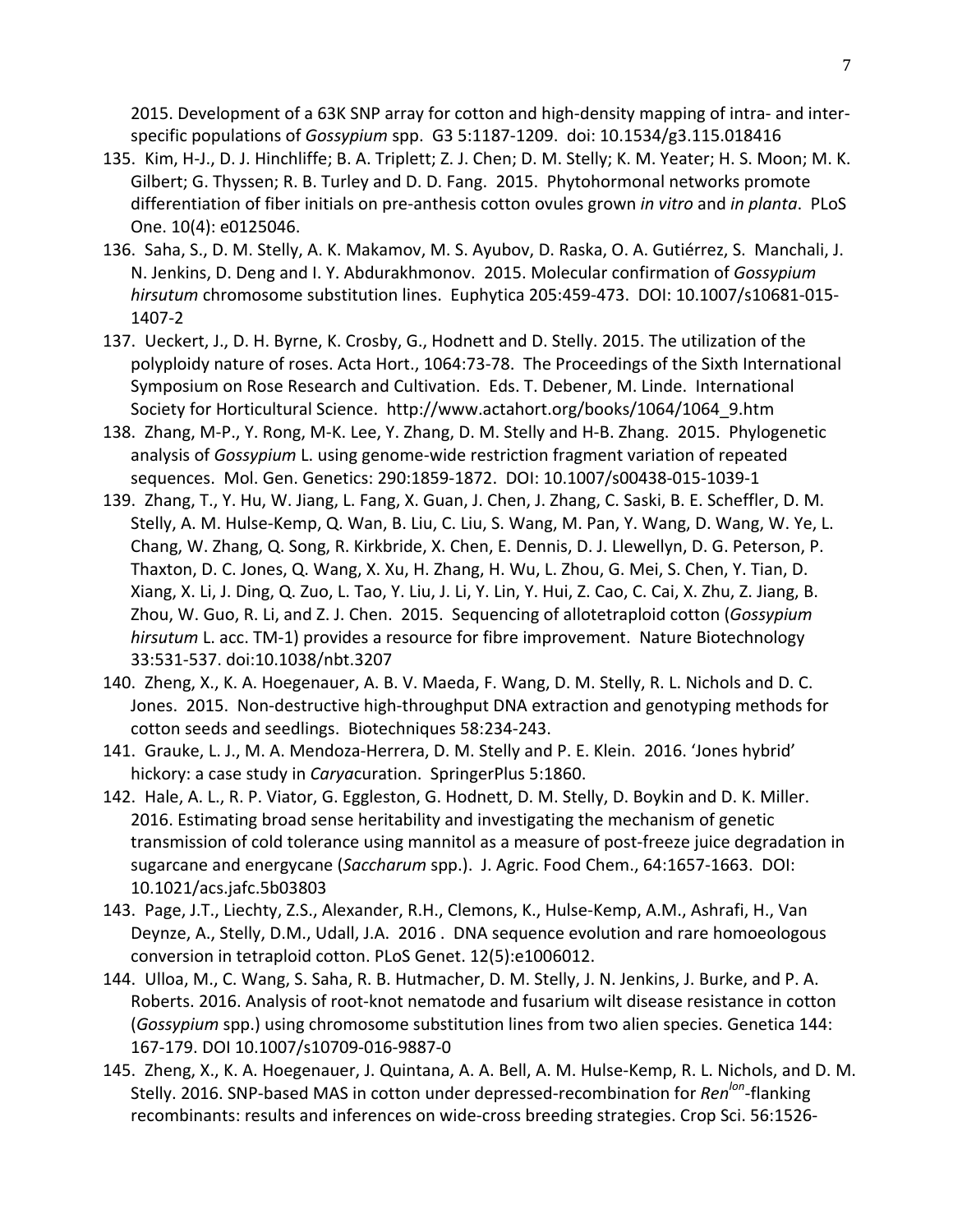2015. Development of a 63K SNP array for cotton and high-density mapping of intra- and inter-specific populations of *Gossypium* spp. G3 5:1187-1209. doi: 10.1534/g3.115.018416

135. Kim, H-J., D. J. Hinchliffe; B. A. Triplett; Z. J. Chen; D. M. Stelly; K. M. Yeater; H. S. Moon; M. K. Gilbert; G. Thyssen; R. B. Turley and D. D. Fang. 2015. Phytohormonal networks promote differentiation of fiber initials on pre-anthesis cotton ovules grown *in vitro* and *in planta*. PLoS One. 10(4): e0125046.
136. Saha, S., D. M. Stelly, A. K. Makamov, M. S. Ayubov, D. Raska, O. A. Gutiérrez, S. Manchali, J. N. Jenkins, D. Deng and I. Y. Abdurakhmonov. 2015. Molecular confirmation of *Gossypium hirsutum* chromosome substitution lines. Euphytica 205:459-473. DOI: 10.1007/s10681-015-1407-2
137. Ueckert, J., D. H. Byrne, K. Crosby, G., Hodnett and D. Stelly. 2015. The utilization of the polyploidy nature of roses. Acta Hort., 1064:73-78. The Proceedings of the Sixth International Symposium on Rose Research and Cultivation. Eds. T. Debener, M. Linde. International Society for Horticultural Science. http://www.actahort.org/books/1064/1064_9.htm
138. Zhang, M-P., Y. Rong, M-K. Lee, Y. Zhang, D. M. Stelly and H-B. Zhang. 2015. Phylogenetic analysis of *Gossypium* L. using genome-wide restriction fragment variation of repeated sequences. Mol. Gen. Genetics: 290:1859-1872. DOI: 10.1007/s00438-015-1039-1
139. Zhang, T., Y. Hu, W. Jiang, L. Fang, X. Guan, J. Chen, J. Zhang, C. Saski, B. E. Scheffler, D. M. Stelly, A. M. Hulse-Kemp, Q. Wan, B. Liu, C. Liu, S. Wang, M. Pan, Y. Wang, D. Wang, W. Ye, L. Chang, W. Zhang, Q. Song, R. Kirkbride, X. Chen, E. Dennis, D. J. Llewellyn, D. G. Peterson, P. Thaxton, D. C. Jones, Q. Wang, X. Xu, H. Zhang, H. Wu, L. Zhou, G. Mei, S. Chen, Y. Tian, D. Xiang, X. Li, J. Ding, Q. Zuo, L. Tao, Y. Liu, J. Li, Y. Lin, Y. Hui, Z. Cao, C. Cai, X. Zhu, Z. Jiang, B. Zhou, W. Guo, R. Li, and Z. J. Chen. 2015. Sequencing of allotetraploid cotton (*Gossypium hirsutum* L. acc. TM-1) provides a resource for fibre improvement. Nature Biotechnology 33:531-537. doi:10.1038/nbt.3207
140. Zheng, X., K. A. Hoegenauer, A. B. V. Maeda, F. Wang, D. M. Stelly, R. L. Nichols and D. C. Jones. 2015. Non-destructive high-throughput DNA extraction and genotyping methods for cotton seeds and seedlings. Biotechniques 58:234-243.
141. Grauke, L. J., M. A. Mendoza-Herrera, D. M. Stelly and P. E. Klein. 2016. 'Jones hybrid' hickory: a case study in *Carya*curation. SpringerPlus 5:1860.
142. Hale, A. L., R. P. Viator, G. Eggleston, G. Hodnett, D. M. Stelly, D. Boykin and D. K. Miller. 2016. Estimating broad sense heritability and investigating the mechanism of genetic transmission of cold tolerance using mannitol as a measure of post-freeze juice degradation in sugarcane and energycane (*Saccharum* spp.). J. Agric. Food Chem., 64:1657-1663. DOI: 10.1021/acs.jafc.5b03803
143. Page, J.T., Liechty, Z.S., Alexander, R.H., Clemons, K., Hulse-Kemp, A.M., Ashrafi, H., Van Deynze, A., Stelly, D.M., Udall, J.A. 2016 . DNA sequence evolution and rare homoeologous conversion in tetraploid cotton. PLoS Genet. 12(5):e1006012.
144. Ulloa, M., C. Wang, S. Saha, R. B. Hutmacher, D. M. Stelly, J. N. Jenkins, J. Burke, and P. A. Roberts. 2016. Analysis of root-knot nematode and fusarium wilt disease resistance in cotton (*Gossypium* spp.) using chromosome substitution lines from two alien species. Genetica 144: 167-179. DOI 10.1007/s10709-016-9887-0
145. Zheng, X., K. A. Hoegenauer, J. Quintana, A. A. Bell, A. M. Hulse-Kemp, R. L. Nichols, and D. M. Stelly. 2016. SNP-based MAS in cotton under depressed-recombination for *Ren*$^{lon}$-flanking recombinants: results and inferences on wide-cross breeding strategies. Crop Sci. 56:1526-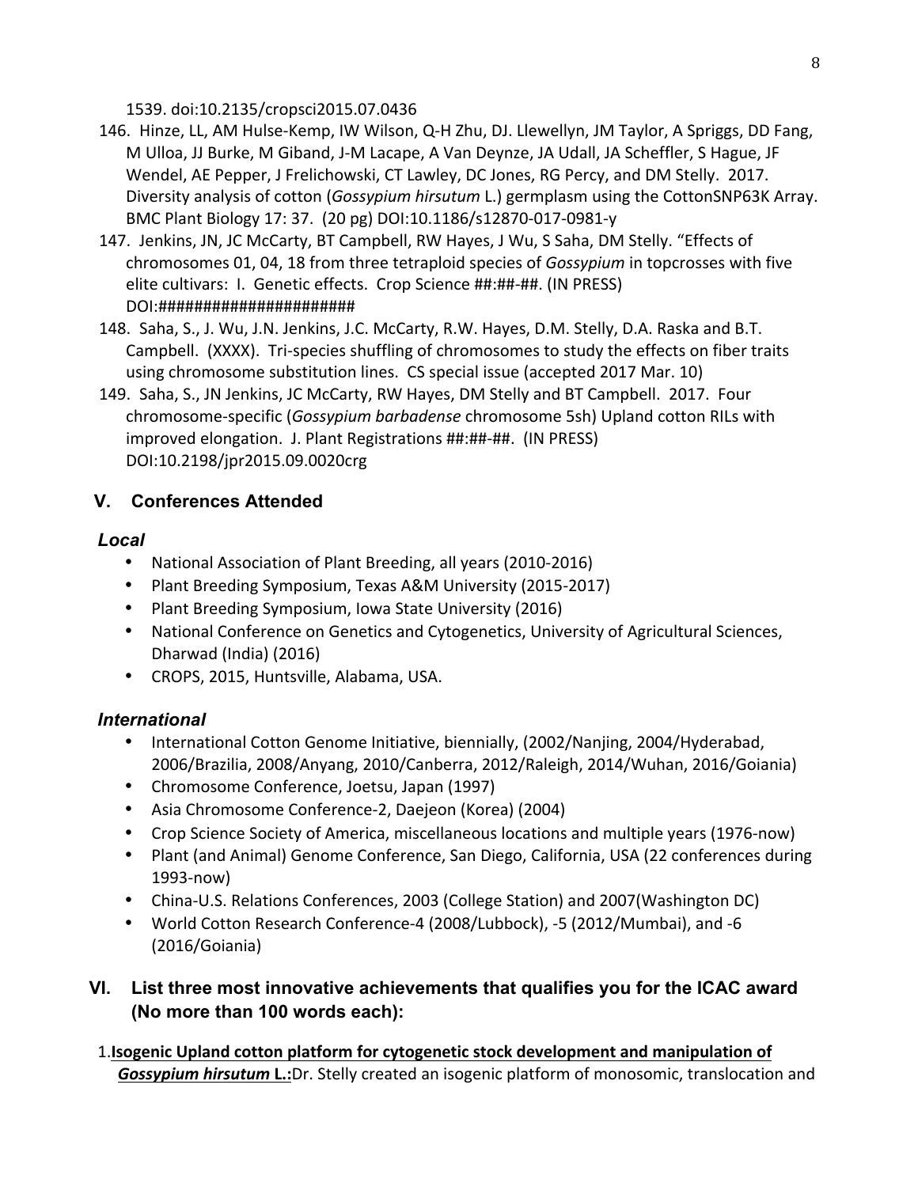1539. doi:10.2135/cropsci2015.07.0436

146. Hinze, LL, AM Hulse-Kemp, IW Wilson, Q-H Zhu, DJ. Llewellyn, JM Taylor, A Spriggs, DD Fang, M Ulloa, JJ Burke, M Giband, J-M Lacape, A Van Deynze, JA Udall, JA Scheffler, S Hague, JF Wendel, AE Pepper, J Frelichowski, CT Lawley, DC Jones, RG Percy, and DM Stelly. 2017. Diversity analysis of cotton (*Gossypium hirsutum* L.) germplasm using the CottonSNP63K Array. BMC Plant Biology 17: 37. (20 pg) DOI:10.1186/s12870-017-0981-y
147. Jenkins, JN, JC McCarty, BT Campbell, RW Hayes, J Wu, S Saha, DM Stelly. "Effects of chromosomes 01, 04, 18 from three tetraploid species of *Gossypium* in topcrosses with five elite cultivars: I. Genetic effects. Crop Science ##:##-##. (IN PRESS) DOI:######################
148. Saha, S., J. Wu, J.N. Jenkins, J.C. McCarty, R.W. Hayes, D.M. Stelly, D.A. Raska and B.T. Campbell. (XXXX). Tri-species shuffling of chromosomes to study the effects on fiber traits using chromosome substitution lines. CS special issue (accepted 2017 Mar. 10)
149. Saha, S., JN Jenkins, JC McCarty, RW Hayes, DM Stelly and BT Campbell. 2017. Four chromosome-specific (*Gossypium barbadense* chromosome 5sh) Upland cotton RILs with improved elongation. J. Plant Registrations ##:##-##. (IN PRESS) DOI:10.2198/jpr2015.09.0020crg

## V. Conferences Attended

### *Local*

- National Association of Plant Breeding, all years (2010-2016)
- Plant Breeding Symposium, Texas A&M University (2015-2017)
- Plant Breeding Symposium, Iowa State University (2016)
- National Conference on Genetics and Cytogenetics, University of Agricultural Sciences, Dharwad (India) (2016)
- CROPS, 2015, Huntsville, Alabama, USA.

### *International*

- International Cotton Genome Initiative, biennially, (2002/Nanjing, 2004/Hyderabad, 2006/Brazilia, 2008/Anyang, 2010/Canberra, 2012/Raleigh, 2014/Wuhan, 2016/Goiania)
- Chromosome Conference, Joetsu, Japan (1997)
- Asia Chromosome Conference-2, Daejeon (Korea) (2004)
- Crop Science Society of America, miscellaneous locations and multiple years (1976-now)
- Plant (and Animal) Genome Conference, San Diego, California, USA (22 conferences during 1993-now)
- China-U.S. Relations Conferences, 2003 (College Station) and 2007(Washington DC)
- World Cotton Research Conference-4 (2008/Lubbock), -5 (2012/Mumbai), and -6 (2016/Goiania)

## VI. List three most innovative achievements that qualifies you for the ICAC award (No more than 100 words each):

1. **Isogenic Upland cotton platform for cytogenetic stock development and manipulation of *Gossypium hirsutum* L.:** Dr. Stelly created an isogenic platform of monosomic, translocation and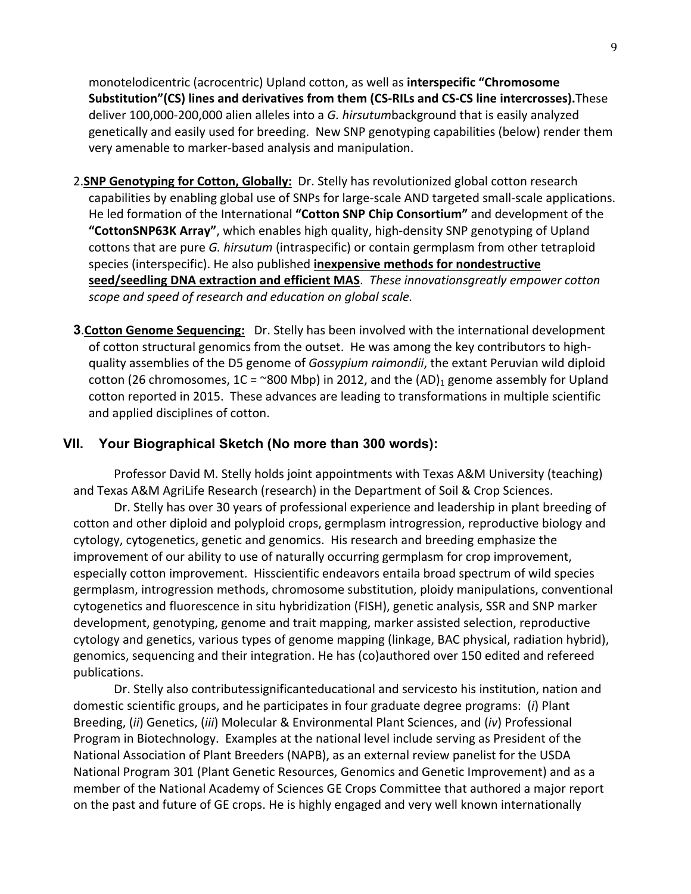monotelodicentric (acrocentric) Upland cotton, as well as **interspecific "Chromosome Substitution"(CS) lines and derivatives from them (CS-RILs and CS-CS line intercrosses).**These deliver 100,000-200,000 alien alleles into a *G. hirsutum*background that is easily analyzed genetically and easily used for breeding. New SNP genotyping capabilities (below) render them very amenable to marker-based analysis and manipulation.

2.**<u>SNP Genotyping for Cotton, Globally:</u>** Dr. Stelly has revolutionized global cotton research capabilities by enabling global use of SNPs for large-scale AND targeted small-scale applications. He led formation of the International **"Cotton SNP Chip Consortium"** and development of the **"CottonSNP63K Array"**, which enables high quality, high-density SNP genotyping of Upland cottons that are pure *G. hirsutum* (intraspecific) or contain germplasm from other tetraploid species (interspecific). He also published **<u>inexpensive methods for nondestructive seed/seedling DNA extraction and efficient MAS</u>**. *These innovationsgreatly empower cotton scope and speed of research and education on global scale.*

**3**.**<u>Cotton Genome Sequencing:</u>** Dr. Stelly has been involved with the international development of cotton structural genomics from the outset. He was among the key contributors to high-quality assemblies of the D5 genome of *Gossypium raimondii*, the extant Peruvian wild diploid cotton (26 chromosomes, 1C = ~800 Mbp) in 2012, and the $(AD)_1$ genome assembly for Upland cotton reported in 2015. These advances are leading to transformations in multiple scientific and applied disciplines of cotton.

## VII. Your Biographical Sketch (No more than 300 words):

Professor David M. Stelly holds joint appointments with Texas A&M University (teaching) and Texas A&M AgriLife Research (research) in the Department of Soil & Crop Sciences.

Dr. Stelly has over 30 years of professional experience and leadership in plant breeding of cotton and other diploid and polyploid crops, germplasm introgression, reproductive biology and cytology, cytogenetics, genetic and genomics. His research and breeding emphasize the improvement of our ability to use of naturally occurring germplasm for crop improvement, especially cotton improvement. Hisscientific endeavors entaila broad spectrum of wild species germplasm, introgression methods, chromosome substitution, ploidy manipulations, conventional cytogenetics and fluorescence in situ hybridization (FISH), genetic analysis, SSR and SNP marker development, genotyping, genome and trait mapping, marker assisted selection, reproductive cytology and genetics, various types of genome mapping (linkage, BAC physical, radiation hybrid), genomics, sequencing and their integration. He has (co)authored over 150 edited and refereed publications.

Dr. Stelly also contributessignificanteducational and servicesto his institution, nation and domestic scientific groups, and he participates in four graduate degree programs: (*i*) Plant Breeding, (*ii*) Genetics, (*iii*) Molecular & Environmental Plant Sciences, and (*iv*) Professional Program in Biotechnology. Examples at the national level include serving as President of the National Association of Plant Breeders (NAPB), as an external review panelist for the USDA National Program 301 (Plant Genetic Resources, Genomics and Genetic Improvement) and as a member of the National Academy of Sciences GE Crops Committee that authored a major report on the past and future of GE crops. He is highly engaged and very well known internationally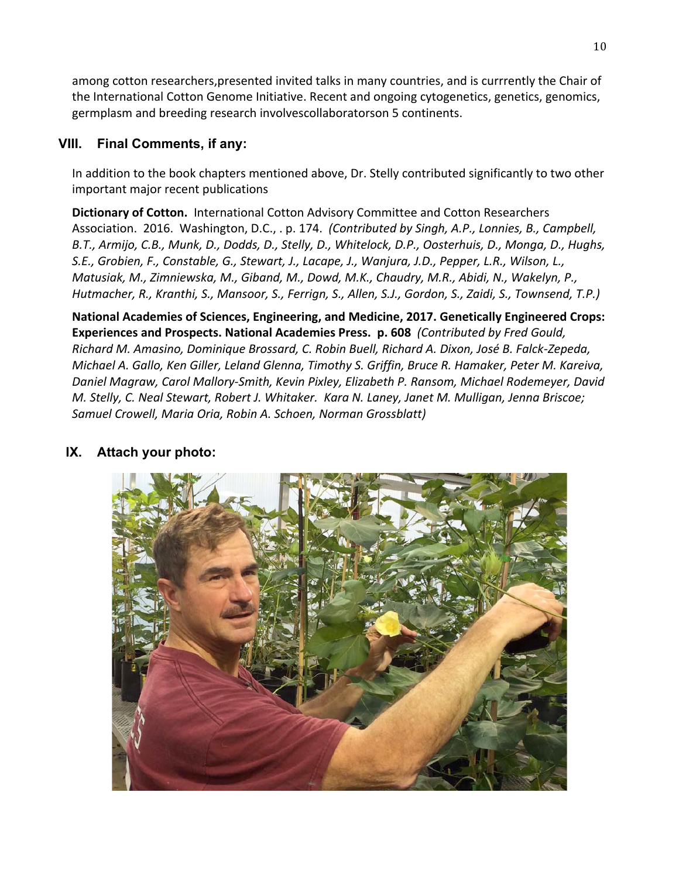among cotton researchers,presented invited talks in many countries, and is currrently the Chair of the International Cotton Genome Initiative. Recent and ongoing cytogenetics, genetics, genomics, germplasm and breeding research involvescollaboratorson 5 continents.

## VIII. Final Comments, if any:

In addition to the book chapters mentioned above, Dr. Stelly contributed significantly to two other important major recent publications

**Dictionary of Cotton.** International Cotton Advisory Committee and Cotton Researchers Association. 2016. Washington, D.C., . p. 174. *(Contributed by Singh, A.P., Lonnies, B., Campbell, B.T., Armijo, C.B., Munk, D., Dodds, D., Stelly, D., Whitelock, D.P., Oosterhuis, D., Monga, D., Hughs, S.E., Grobien, F., Constable, G., Stewart, J., Lacape, J., Wanjura, J.D., Pepper, L.R., Wilson, L., Matusiak, M., Zimniewska, M., Giband, M., Dowd, M.K., Chaudry, M.R., Abidi, N., Wakelyn, P., Hutmacher, R., Kranthi, S., Mansoor, S., Ferrign, S., Allen, S.J., Gordon, S., Zaidi, S., Townsend, T.P.)*

**National Academies of Sciences, Engineering, and Medicine, 2017. Genetically Engineered Crops: Experiences and Prospects. National Academies Press. p. 608** *(Contributed by Fred Gould, Richard M. Amasino, Dominique Brossard, C. Robin Buell, Richard A. Dixon, José B. Falck-Zepeda, Michael A. Gallo, Ken Giller, Leland Glenna, Timothy S. Griffin, Bruce R. Hamaker, Peter M. Kareiva, Daniel Magraw, Carol Mallory-Smith, Kevin Pixley, Elizabeth P. Ransom, Michael Rodemeyer, David M. Stelly, C. Neal Stewart, Robert J. Whitaker. Kara N. Laney, Janet M. Mulligan, Jenna Briscoe; Samuel Crowell, Maria Oria, Robin A. Schoen, Norman Grossblatt)*

## IX. Attach your photo: